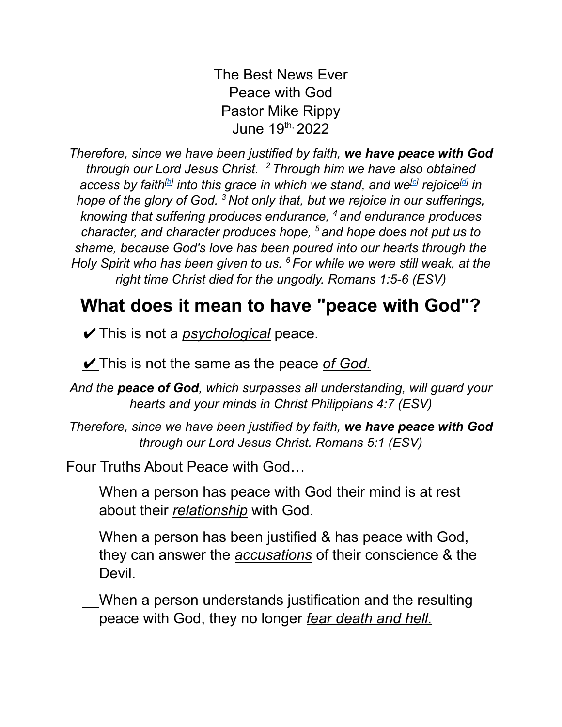The Best News Ever
Peace with God
Pastor Mike Rippy
June 19th, 2022

*Therefore, since we have been justified by faith, **we have peace with God** through our Lord Jesus Christ. [2] Through him we have also obtained access by faith[b] into this grace in which we stand, and we[c] rejoice[d] in hope of the glory of God. [3] Not only that, but we rejoice in our sufferings, knowing that suffering produces endurance, [4] and endurance produces character, and character produces hope, [5] and hope does not put us to shame, because God's love has been poured into our hearts through the Holy Spirit who has been given to us. [6] For while we were still weak, at the right time Christ died for the ungodly. Romans 1:5-6 (ESV)*

# What does it mean to have "peace with God"?

✔ This is not a *psychological* peace.

✔ This is not the same as the peace *of God.*

*And the **peace of God**, which surpasses all understanding, will guard your hearts and your minds in Christ Philippians 4:7 (ESV)*

*Therefore, since we have been justified by faith, **we have peace with God** through our Lord Jesus Christ. Romans 5:1 (ESV)*

Four Truths About Peace with God…

When a person has peace with God their mind is at rest about their *relationship* with God.

When a person has been justified & has peace with God, they can answer the *accusations* of their conscience & the Devil.

__When a person understands justification and the resulting peace with God, they no longer *fear death and hell.*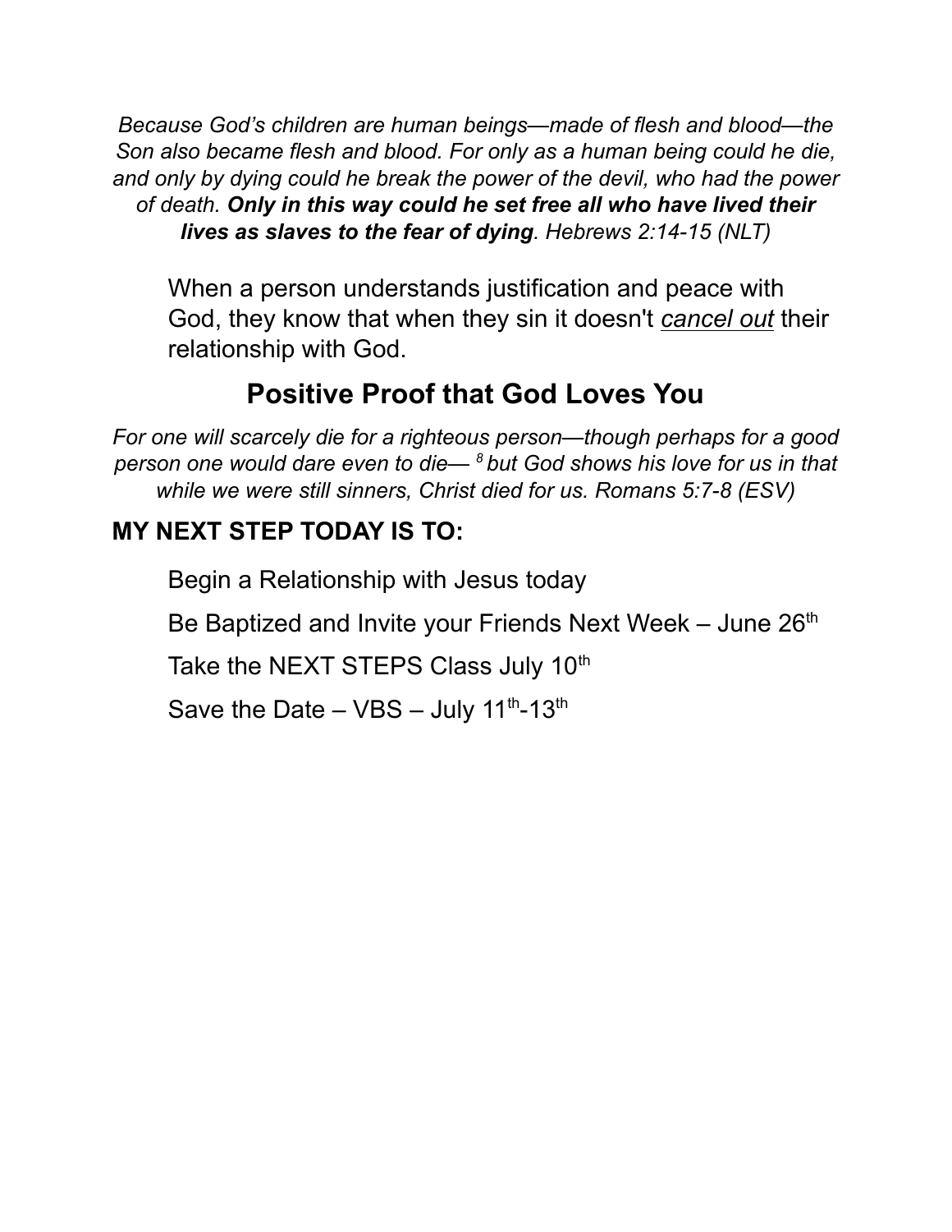*Because God's children are human beings—made of flesh and blood—the Son also became flesh and blood. For only as a human being could he die, and only by dying could he break the power of the devil, who had the power of death. **Only in this way could he set free all who have lived their lives as slaves to the fear of dying**. Hebrews 2:14-15 (NLT)*

When a person understands justification and peace with God, they know that when they sin it doesn't *cancel out* their relationship with God.

## Positive Proof that God Loves You

*For one will scarcely die for a righteous person—though perhaps for a good person one would dare even to die— [8] but God shows his love for us in that while we were still sinners, Christ died for us. Romans 5:7-8 (ESV)*

**MY NEXT STEP TODAY IS TO:**

Begin a Relationship with Jesus today

Be Baptized and Invite your Friends Next Week – June 26th

Take the NEXT STEPS Class July 10th

Save the Date – VBS – July 11th-13th